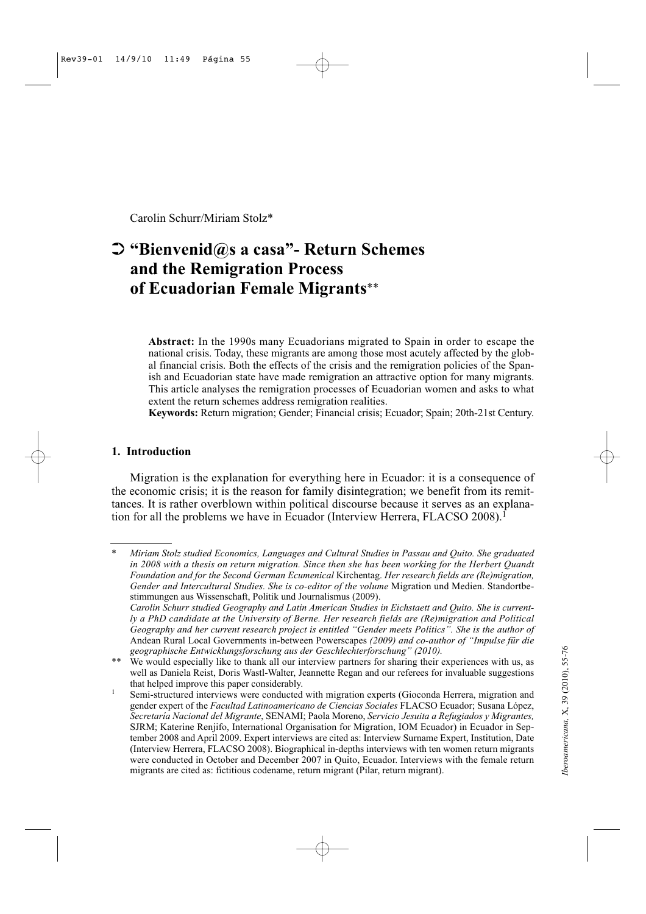Carolin Schurr/Miriam Stolz*

# ➲ "Bienvenid@s a casa"- Return Schemes and the Remigration Process of Ecuadorian Female Migrants**

**Abstract:** In the 1990s many Ecuadorians migrated to Spain in order to escape the national crisis. Today, these migrants are among those most acutely affected by the global financial crisis. Both the effects of the crisis and the remigration policies of the Spanish and Ecuadorian state have made remigration an attractive option for many migrants. This article analyses the remigration processes of Ecuadorian women and asks to what extent the return schemes address remigration realities.

**Keywords:** Return migration; Gender; Financial crisis; Ecuador; Spain; 20th-21st Century.

## 1. Introduction

Migration is the explanation for everything here in Ecuador: it is a consequence of the economic crisis; it is the reason for family disintegration; we benefit from its remittances. It is rather overblown within political discourse because it serves as an explanation for all the problems we have in Ecuador (Interview Herrera, FLACSO 2008).[1]

---

\* *Miriam Stolz studied Economics, Languages and Cultural Studies in Passau and Quito. She graduated in 2008 with a thesis on return migration. Since then she has been working for the Herbert Quandt Foundation and for the Second German Ecumenical* Kirchentag. *Her research fields are (Re)migration, Gender and Intercultural Studies. She is co-editor of the volume* Migration und Medien. Standortbestimmungen aus Wissenschaft, Politik und Journalismus (2009).
*Carolin Schurr studied Geography and Latin American Studies in Eichstaett and Quito. She is currently a PhD candidate at the University of Berne. Her research fields are (Re)migration and Political Geography and her current research project is entitled "Gender meets Politics". She is the author of* Andean Rural Local Governments in-between Powerscapes *(2009) and co-author of "Impulse für die geographische Entwicklungsforschung aus der Geschlechterforschung" (2010).*

\*\* We would especially like to thank all our interview partners for sharing their experiences with us, as well as Daniela Reist, Doris Wastl-Walter, Jeannette Regan and our referees for invaluable suggestions that helped improve this paper considerably.

[1] Semi-structured interviews were conducted with migration experts (Gioconda Herrera, migration and gender expert of the *Facultad Latinoamericano de Ciencias Sociales* FLACSO Ecuador; Susana López, *Secretaría Nacional del Migrante*, SENAMI; Paola Moreno, *Servicio Jesuita a Refugiados y Migrantes,* SJRM; Katerine Renjifo, International Organisation for Migration, IOM Ecuador) in Ecuador in September 2008 and April 2009. Expert interviews are cited as: Interview Surname Expert, Institution, Date (Interview Herrera, FLACSO 2008). Biographical in-depths interviews with ten women return migrants were conducted in October and December 2007 in Quito, Ecuador. Interviews with the female return migrants are cited as: fictitious codename, return migrant (Pilar, return migrant).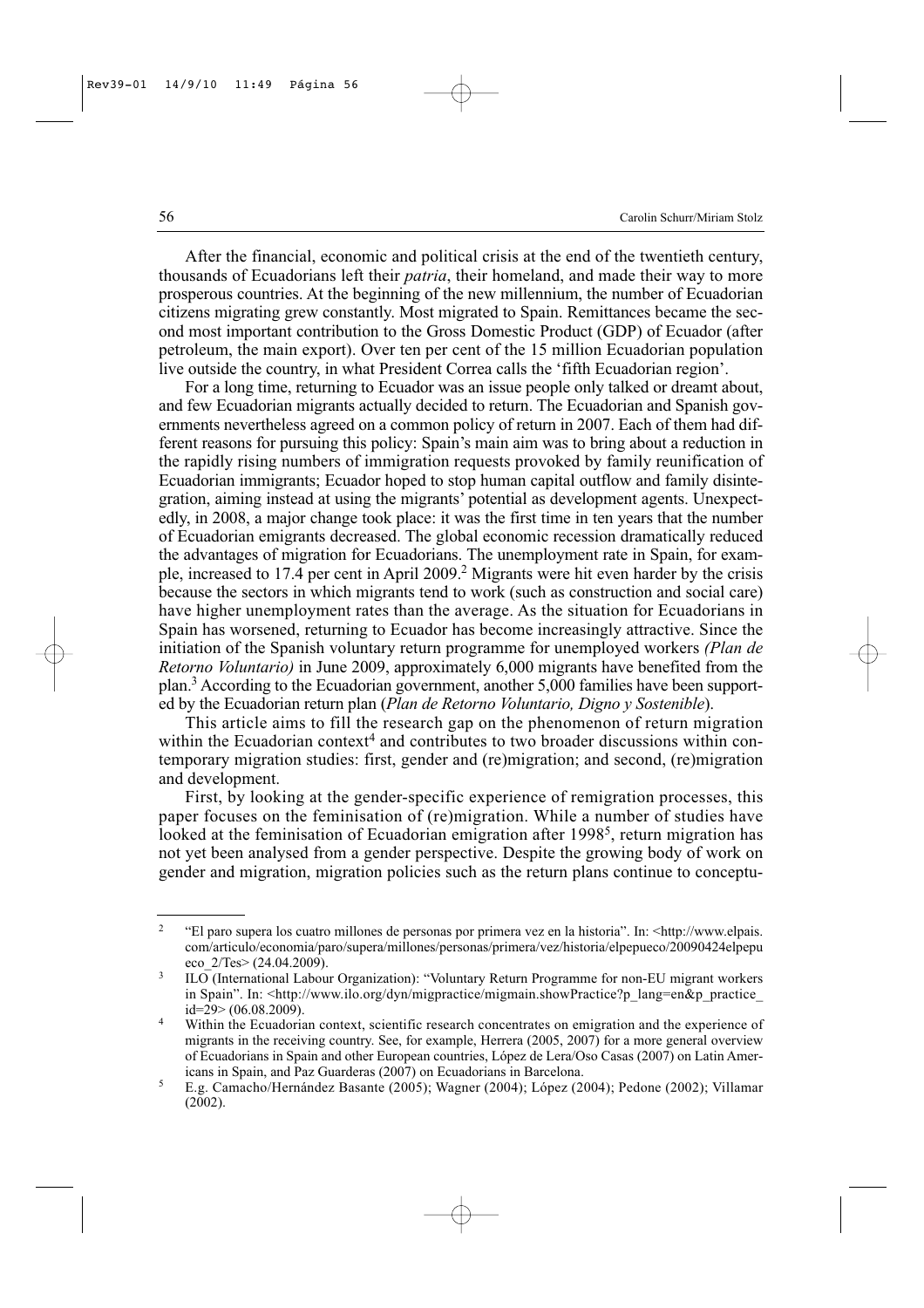After the financial, economic and political crisis at the end of the twentieth century, thousands of Ecuadorians left their *patria*, their homeland, and made their way to more prosperous countries. At the beginning of the new millennium, the number of Ecuadorian citizens migrating grew constantly. Most migrated to Spain. Remittances became the second most important contribution to the Gross Domestic Product (GDP) of Ecuador (after petroleum, the main export). Over ten per cent of the 15 million Ecuadorian population live outside the country, in what President Correa calls the 'fifth Ecuadorian region'.

For a long time, returning to Ecuador was an issue people only talked or dreamt about, and few Ecuadorian migrants actually decided to return. The Ecuadorian and Spanish governments nevertheless agreed on a common policy of return in 2007. Each of them had different reasons for pursuing this policy: Spain's main aim was to bring about a reduction in the rapidly rising numbers of immigration requests provoked by family reunification of Ecuadorian immigrants; Ecuador hoped to stop human capital outflow and family disintegration, aiming instead at using the migrants' potential as development agents. Unexpectedly, in 2008, a major change took place: it was the first time in ten years that the number of Ecuadorian emigrants decreased. The global economic recession dramatically reduced the advantages of migration for Ecuadorians. The unemployment rate in Spain, for example, increased to 17.4 per cent in April 2009.[2] Migrants were hit even harder by the crisis because the sectors in which migrants tend to work (such as construction and social care) have higher unemployment rates than the average. As the situation for Ecuadorians in Spain has worsened, returning to Ecuador has become increasingly attractive. Since the initiation of the Spanish voluntary return programme for unemployed workers *(Plan de Retorno Voluntario)* in June 2009, approximately 6,000 migrants have benefited from the plan.[3] According to the Ecuadorian government, another 5,000 families have been supported by the Ecuadorian return plan (*Plan de Retorno Voluntario, Digno y Sostenible*).

This article aims to fill the research gap on the phenomenon of return migration within the Ecuadorian context[4] and contributes to two broader discussions within contemporary migration studies: first, gender and (re)migration; and second, (re)migration and development.

First, by looking at the gender-specific experience of remigration processes, this paper focuses on the feminisation of (re)migration. While a number of studies have looked at the feminisation of Ecuadorian emigration after 1998[5], return migration has not yet been analysed from a gender perspective. Despite the growing body of work on gender and migration, migration policies such as the return plans continue to conceptu-

---

[2] "El paro supera los cuatro millones de personas por primera vez en la historia". In: <http://www.elpais.com/articulo/economia/paro/supera/millones/personas/primera/vez/historia/elpepueco/20090424elpepueco_2/Tes> (24.04.2009).

[3] ILO (International Labour Organization): "Voluntary Return Programme for non-EU migrant workers in Spain". In: <http://www.ilo.org/dyn/migpractice/migmain.showPractice?p_lang=en&p_practice_id=29> (06.08.2009).

[4] Within the Ecuadorian context, scientific research concentrates on emigration and the experience of migrants in the receiving country. See, for example, Herrera (2005, 2007) for a more general overview of Ecuadorians in Spain and other European countries, López de Lera/Oso Casas (2007) on Latin Americans in Spain, and Paz Guarderas (2007) on Ecuadorians in Barcelona.

[5] E.g. Camacho/Hernández Basante (2005); Wagner (2004); López (2004); Pedone (2002); Villamar (2002).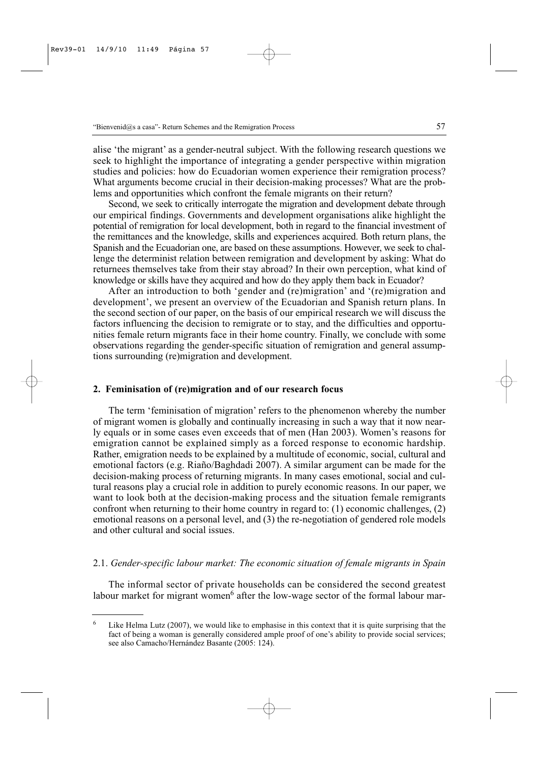alise 'the migrant' as a gender-neutral subject. With the following research questions we seek to highlight the importance of integrating a gender perspective within migration studies and policies: how do Ecuadorian women experience their remigration process? What arguments become crucial in their decision-making processes? What are the problems and opportunities which confront the female migrants on their return?

Second, we seek to critically interrogate the migration and development debate through our empirical findings. Governments and development organisations alike highlight the potential of remigration for local development, both in regard to the financial investment of the remittances and the knowledge, skills and experiences acquired. Both return plans, the Spanish and the Ecuadorian one, are based on these assumptions. However, we seek to challenge the determinist relation between remigration and development by asking: What do returnees themselves take from their stay abroad? In their own perception, what kind of knowledge or skills have they acquired and how do they apply them back in Ecuador?

After an introduction to both 'gender and (re)migration' and '(re)migration and development', we present an overview of the Ecuadorian and Spanish return plans. In the second section of our paper, on the basis of our empirical research we will discuss the factors influencing the decision to remigrate or to stay, and the difficulties and opportunities female return migrants face in their home country. Finally, we conclude with some observations regarding the gender-specific situation of remigration and general assumptions surrounding (re)migration and development.

## 2. Feminisation of (re)migration and of our research focus

The term 'feminisation of migration' refers to the phenomenon whereby the number of migrant women is globally and continually increasing in such a way that it now nearly equals or in some cases even exceeds that of men (Han 2003). Women's reasons for emigration cannot be explained simply as a forced response to economic hardship. Rather, emigration needs to be explained by a multitude of economic, social, cultural and emotional factors (e.g. Riaño/Baghdadi 2007). A similar argument can be made for the decision-making process of returning migrants. In many cases emotional, social and cultural reasons play a crucial role in addition to purely economic reasons. In our paper, we want to look both at the decision-making process and the situation female remigrants confront when returning to their home country in regard to: (1) economic challenges, (2) emotional reasons on a personal level, and (3) the re-negotiation of gendered role models and other cultural and social issues.

### 2.1. *Gender-specific labour market: The economic situation of female migrants in Spain*

The informal sector of private households can be considered the second greatest labour market for migrant women[6] after the low-wage sector of the formal labour mar-

---

[6] Like Helma Lutz (2007), we would like to emphasise in this context that it is quite surprising that the fact of being a woman is generally considered ample proof of one's ability to provide social services; see also Camacho/Hernández Basante (2005: 124).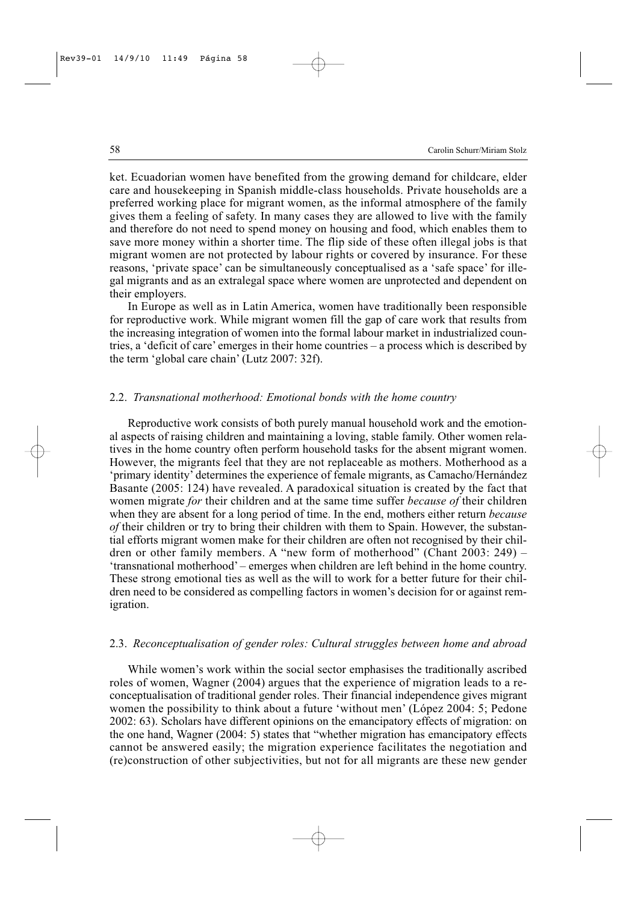ket. Ecuadorian women have benefited from the growing demand for childcare, elder care and housekeeping in Spanish middle-class households. Private households are a preferred working place for migrant women, as the informal atmosphere of the family gives them a feeling of safety. In many cases they are allowed to live with the family and therefore do not need to spend money on housing and food, which enables them to save more money within a shorter time. The flip side of these often illegal jobs is that migrant women are not protected by labour rights or covered by insurance. For these reasons, 'private space' can be simultaneously conceptualised as a 'safe space' for illegal migrants and as an extralegal space where women are unprotected and dependent on their employers.

In Europe as well as in Latin America, women have traditionally been responsible for reproductive work. While migrant women fill the gap of care work that results from the increasing integration of women into the formal labour market in industrialized countries, a 'deficit of care' emerges in their home countries – a process which is described by the term 'global care chain' (Lutz 2007: 32f).

### 2.2. *Transnational motherhood: Emotional bonds with the home country*

Reproductive work consists of both purely manual household work and the emotional aspects of raising children and maintaining a loving, stable family. Other women relatives in the home country often perform household tasks for the absent migrant women. However, the migrants feel that they are not replaceable as mothers. Motherhood as a 'primary identity' determines the experience of female migrants, as Camacho/Hernández Basante (2005: 124) have revealed. A paradoxical situation is created by the fact that women migrate *for* their children and at the same time suffer *because of* their children when they are absent for a long period of time. In the end, mothers either return *because of* their children or try to bring their children with them to Spain. However, the substantial efforts migrant women make for their children are often not recognised by their children or other family members. A "new form of motherhood" (Chant 2003: 249) – 'transnational motherhood' – emerges when children are left behind in the home country. These strong emotional ties as well as the will to work for a better future for their children need to be considered as compelling factors in women's decision for or against remigration.

### 2.3. *Reconceptualisation of gender roles: Cultural struggles between home and abroad*

While women's work within the social sector emphasises the traditionally ascribed roles of women, Wagner (2004) argues that the experience of migration leads to a reconceptualisation of traditional gender roles. Their financial independence gives migrant women the possibility to think about a future 'without men' (López 2004: 5; Pedone 2002: 63). Scholars have different opinions on the emancipatory effects of migration: on the one hand, Wagner (2004: 5) states that "whether migration has emancipatory effects cannot be answered easily; the migration experience facilitates the negotiation and (re)construction of other subjectivities, but not for all migrants are these new gender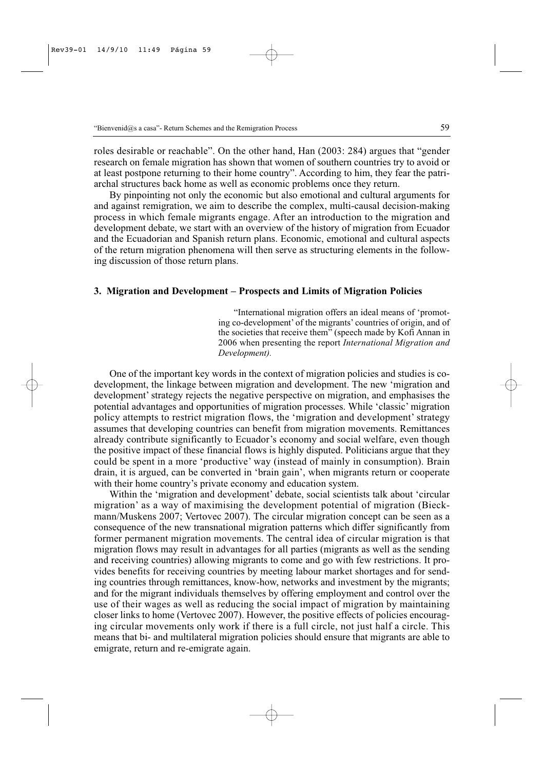roles desirable or reachable". On the other hand, Han (2003: 284) argues that "gender research on female migration has shown that women of southern countries try to avoid or at least postpone returning to their home country". According to him, they fear the patriarchal structures back home as well as economic problems once they return.

By pinpointing not only the economic but also emotional and cultural arguments for and against remigration, we aim to describe the complex, multi-causal decision-making process in which female migrants engage. After an introduction to the migration and development debate, we start with an overview of the history of migration from Ecuador and the Ecuadorian and Spanish return plans. Economic, emotional and cultural aspects of the return migration phenomena will then serve as structuring elements in the following discussion of those return plans.

## 3. Migration and Development – Prospects and Limits of Migration Policies

> "International migration offers an ideal means of 'promoting co-development' of the migrants' countries of origin, and of the societies that receive them" (speech made by Kofi Annan in 2006 when presenting the report *International Migration and Development).*

One of the important key words in the context of migration policies and studies is co-development, the linkage between migration and development. The new 'migration and development' strategy rejects the negative perspective on migration, and emphasises the potential advantages and opportunities of migration processes. While 'classic' migration policy attempts to restrict migration flows, the 'migration and development' strategy assumes that developing countries can benefit from migration movements. Remittances already contribute significantly to Ecuador's economy and social welfare, even though the positive impact of these financial flows is highly disputed. Politicians argue that they could be spent in a more 'productive' way (instead of mainly in consumption). Brain drain, it is argued, can be converted in 'brain gain', when migrants return or cooperate with their home country's private economy and education system.

Within the 'migration and development' debate, social scientists talk about 'circular migration' as a way of maximising the development potential of migration (Bieckmann/Muskens 2007; Vertovec 2007). The circular migration concept can be seen as a consequence of the new transnational migration patterns which differ significantly from former permanent migration movements. The central idea of circular migration is that migration flows may result in advantages for all parties (migrants as well as the sending and receiving countries) allowing migrants to come and go with few restrictions. It provides benefits for receiving countries by meeting labour market shortages and for sending countries through remittances, know-how, networks and investment by the migrants; and for the migrant individuals themselves by offering employment and control over the use of their wages as well as reducing the social impact of migration by maintaining closer links to home (Vertovec 2007). However, the positive effects of policies encouraging circular movements only work if there is a full circle, not just half a circle. This means that bi- and multilateral migration policies should ensure that migrants are able to emigrate, return and re-emigrate again.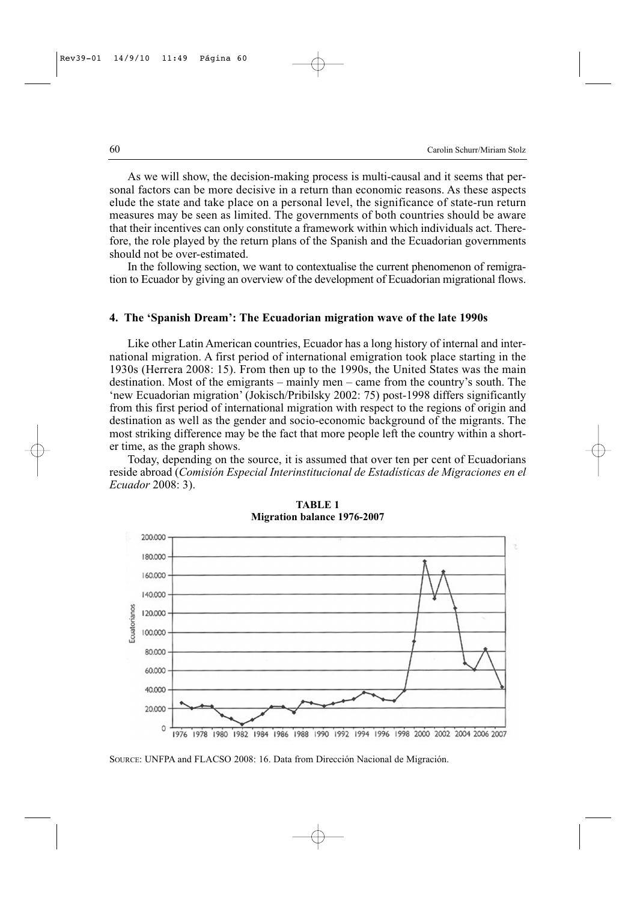As we will show, the decision-making process is multi-causal and it seems that personal factors can be more decisive in a return than economic reasons. As these aspects elude the state and take place on a personal level, the significance of state-run return measures may be seen as limited. The governments of both countries should be aware that their incentives can only constitute a framework within which individuals act. Therefore, the role played by the return plans of the Spanish and the Ecuadorian governments should not be over-estimated.

In the following section, we want to contextualise the current phenomenon of remigration to Ecuador by giving an overview of the development of Ecuadorian migrational flows.

## 4. The 'Spanish Dream': The Ecuadorian migration wave of the late 1990s

Like other Latin American countries, Ecuador has a long history of internal and international migration. A first period of international emigration took place starting in the 1930s (Herrera 2008: 15). From then up to the 1990s, the United States was the main destination. Most of the emigrants – mainly men – came from the country's south. The 'new Ecuadorian migration' (Jokisch/Pribilsky 2002: 75) post-1998 differs significantly from this first period of international migration with respect to the regions of origin and destination as well as the gender and socio-economic background of the migrants. The most striking difference may be the fact that more people left the country within a shorter time, as the graph shows.

Today, depending on the source, it is assumed that over ten per cent of Ecuadorians reside abroad (*Comisión Especial Interinstitucional de Estadísticas de Migraciones en el Ecuador* 2008: 3).

**TABLE 1**
**Migration balance 1976-2007**

SOURCE: UNFPA and FLACSO 2008: 16. Data from Dirección Nacional de Migración.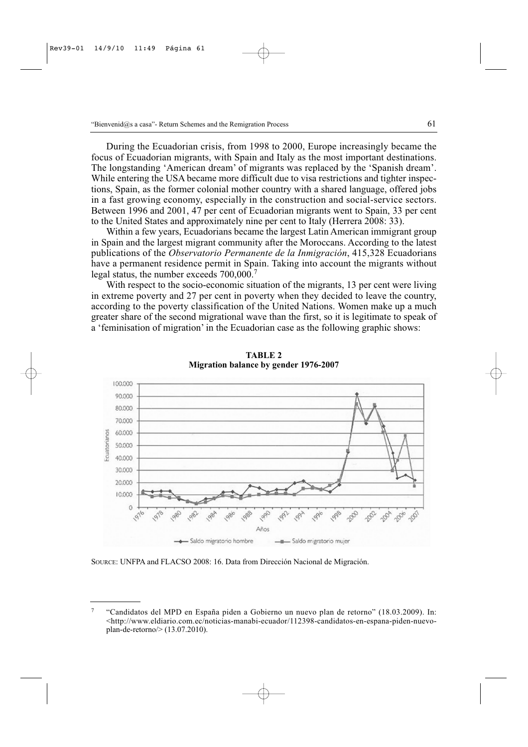During the Ecuadorian crisis, from 1998 to 2000, Europe increasingly became the focus of Ecuadorian migrants, with Spain and Italy as the most important destinations. The longstanding 'American dream' of migrants was replaced by the 'Spanish dream'. While entering the USA became more difficult due to visa restrictions and tighter inspections, Spain, as the former colonial mother country with a shared language, offered jobs in a fast growing economy, especially in the construction and social-service sectors. Between 1996 and 2001, 47 per cent of Ecuadorian migrants went to Spain, 33 per cent to the United States and approximately nine per cent to Italy (Herrera 2008: 33).

Within a few years, Ecuadorians became the largest Latin American immigrant group in Spain and the largest migrant community after the Moroccans. According to the latest publications of the *Observatorio Permanente de la Inmigración*, 415,328 Ecuadorians have a permanent residence permit in Spain. Taking into account the migrants without legal status, the number exceeds 700,000.[7]

With respect to the socio-economic situation of the migrants, 13 per cent were living in extreme poverty and 27 per cent in poverty when they decided to leave the country, according to the poverty classification of the United Nations. Women make up a much greater share of the second migrational wave than the first, so it is legitimate to speak of a 'feminisation of migration' in the Ecuadorian case as the following graphic shows:

**TABLE 2**
**Migration balance by gender 1976-2007**

SOURCE: UNFPA and FLACSO 2008: 16. Data from Dirección Nacional de Migración.

[7] "Candidatos del MPD en España piden a Gobierno un nuevo plan de retorno" (18.03.2009). In: <http://www.eldiario.com.ec/noticias-manabi-ecuador/112398-candidatos-en-espana-piden-nuevo-plan-de-retorno/> (13.07.2010).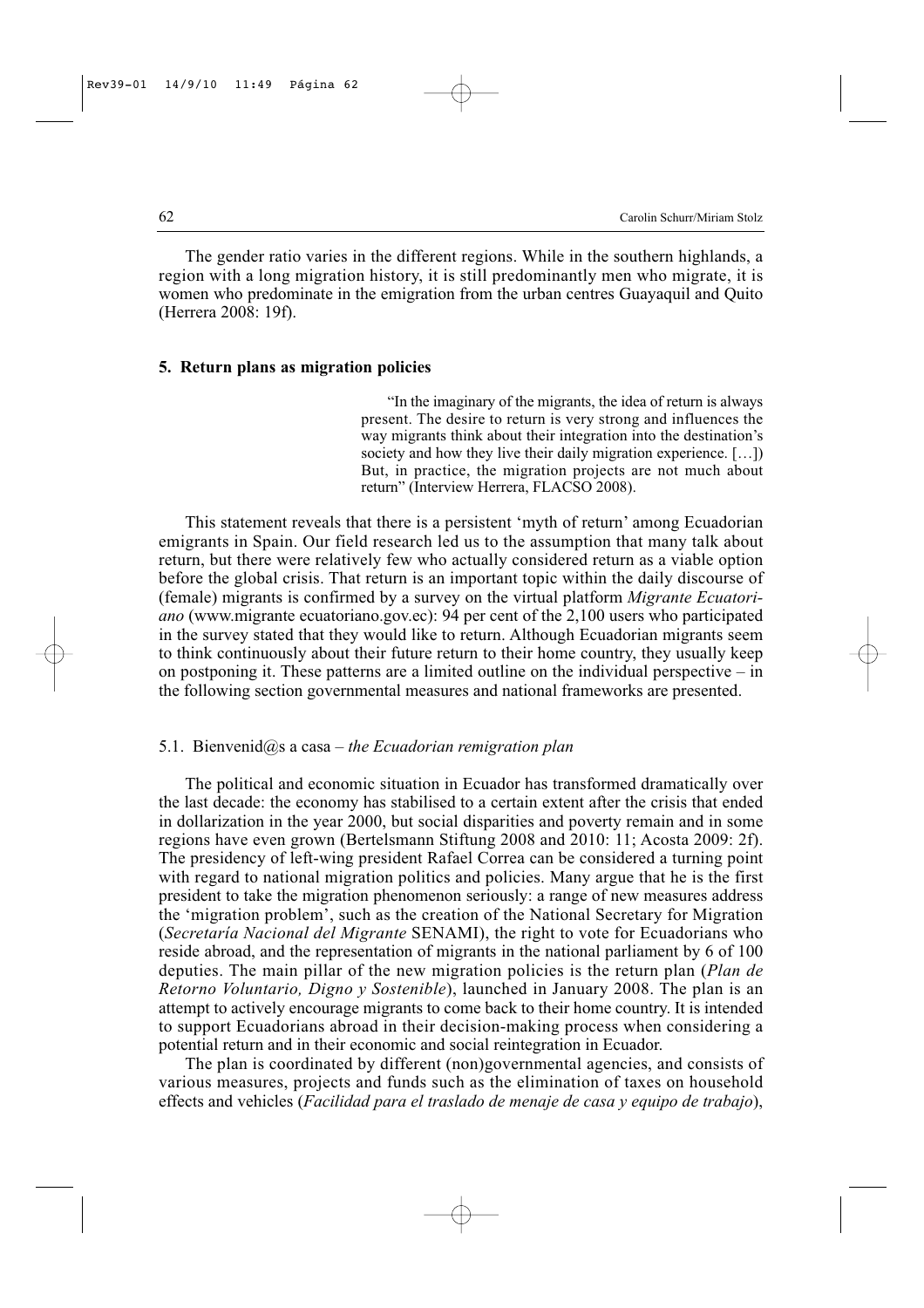The gender ratio varies in the different regions. While in the southern highlands, a region with a long migration history, it is still predominantly men who migrate, it is women who predominate in the emigration from the urban centres Guayaquil and Quito (Herrera 2008: 19f).

## 5. Return plans as migration policies

> "In the imaginary of the migrants, the idea of return is always present. The desire to return is very strong and influences the way migrants think about their integration into the destination's society and how they live their daily migration experience. […]) But, in practice, the migration projects are not much about return" (Interview Herrera, FLACSO 2008).

This statement reveals that there is a persistent 'myth of return' among Ecuadorian emigrants in Spain. Our field research led us to the assumption that many talk about return, but there were relatively few who actually considered return as a viable option before the global crisis. That return is an important topic within the daily discourse of (female) migrants is confirmed by a survey on the virtual platform *Migrante Ecuatoriano* (www.migrante ecuatoriano.gov.ec): 94 per cent of the 2,100 users who participated in the survey stated that they would like to return. Although Ecuadorian migrants seem to think continuously about their future return to their home country, they usually keep on postponing it. These patterns are a limited outline on the individual perspective – in the following section governmental measures and national frameworks are presented.

### 5.1. Bienvenid@s a casa – *the Ecuadorian remigration plan*

The political and economic situation in Ecuador has transformed dramatically over the last decade: the economy has stabilised to a certain extent after the crisis that ended in dollarization in the year 2000, but social disparities and poverty remain and in some regions have even grown (Bertelsmann Stiftung 2008 and 2010: 11; Acosta 2009: 2f). The presidency of left-wing president Rafael Correa can be considered a turning point with regard to national migration politics and policies. Many argue that he is the first president to take the migration phenomenon seriously: a range of new measures address the 'migration problem', such as the creation of the National Secretary for Migration (*Secretaría Nacional del Migrante* SENAMI), the right to vote for Ecuadorians who reside abroad, and the representation of migrants in the national parliament by 6 of 100 deputies. The main pillar of the new migration policies is the return plan (*Plan de Retorno Voluntario, Digno y Sostenible*), launched in January 2008. The plan is an attempt to actively encourage migrants to come back to their home country. It is intended to support Ecuadorians abroad in their decision-making process when considering a potential return and in their economic and social reintegration in Ecuador.

The plan is coordinated by different (non)governmental agencies, and consists of various measures, projects and funds such as the elimination of taxes on household effects and vehicles (*Facilidad para el traslado de menaje de casa y equipo de trabajo*),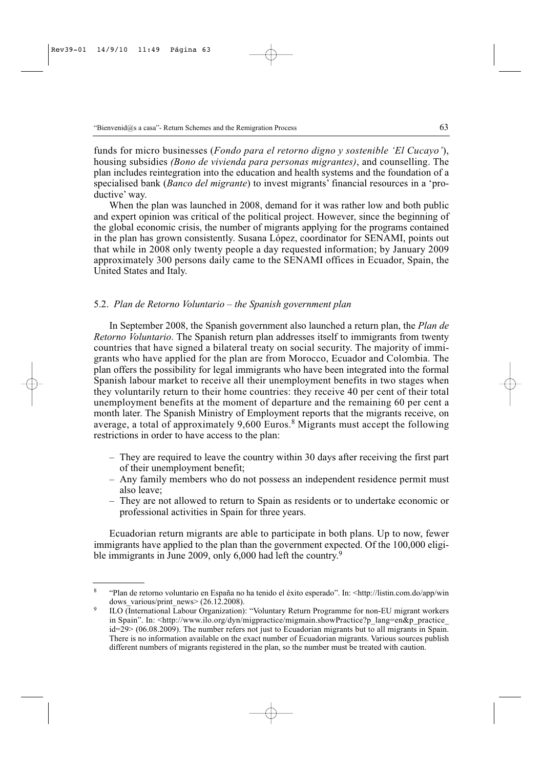funds for micro businesses (*Fondo para el retorno digno y sostenible 'El Cucayo'*), housing subsidies *(Bono de vivienda para personas migrantes)*, and counselling. The plan includes reintegration into the education and health systems and the foundation of a specialised bank (*Banco del migrante*) to invest migrants' financial resources in a 'productive' way.

When the plan was launched in 2008, demand for it was rather low and both public and expert opinion was critical of the political project. However, since the beginning of the global economic crisis, the number of migrants applying for the programs contained in the plan has grown consistently. Susana López, coordinator for SENAMI, points out that while in 2008 only twenty people a day requested information; by January 2009 approximately 300 persons daily came to the SENAMI offices in Ecuador, Spain, the United States and Italy.

### 5.2. *Plan de Retorno Voluntario – the Spanish government plan*

In September 2008, the Spanish government also launched a return plan, the *Plan de Retorno Voluntario*. The Spanish return plan addresses itself to immigrants from twenty countries that have signed a bilateral treaty on social security. The majority of immigrants who have applied for the plan are from Morocco, Ecuador and Colombia. The plan offers the possibility for legal immigrants who have been integrated into the formal Spanish labour market to receive all their unemployment benefits in two stages when they voluntarily return to their home countries: they receive 40 per cent of their total unemployment benefits at the moment of departure and the remaining 60 per cent a month later. The Spanish Ministry of Employment reports that the migrants receive, on average, a total of approximately 9,600 Euros.[8] Migrants must accept the following restrictions in order to have access to the plan:

- They are required to leave the country within 30 days after receiving the first part of their unemployment benefit;
- Any family members who do not possess an independent residence permit must also leave;
- They are not allowed to return to Spain as residents or to undertake economic or professional activities in Spain for three years.

Ecuadorian return migrants are able to participate in both plans. Up to now, fewer immigrants have applied to the plan than the government expected. Of the 100,000 eligible immigrants in June 2009, only 6,000 had left the country.[9]

---

[8] "Plan de retorno voluntario en España no ha tenido el éxito esperado". In: <http://listin.com.do/app/windows_various/print_news> (26.12.2008).

[9] ILO (International Labour Organization): "Voluntary Return Programme for non-EU migrant workers in Spain". In: <http://www.ilo.org/dyn/migpractice/migmain.showPractice?p_lang=en&p_practice_id=29> (06.08.2009). The number refers not just to Ecuadorian migrants but to all migrants in Spain. There is no information available on the exact number of Ecuadorian migrants. Various sources publish different numbers of migrants registered in the plan, so the number must be treated with caution.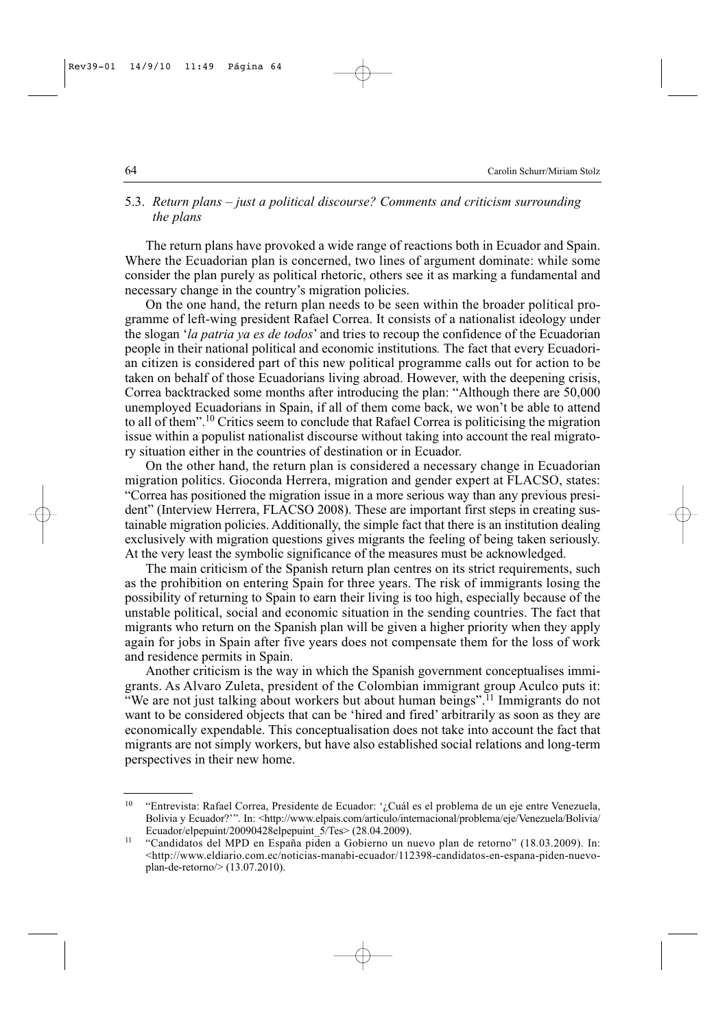### 5.3. *Return plans – just a political discourse? Comments and criticism surrounding the plans*

The return plans have provoked a wide range of reactions both in Ecuador and Spain. Where the Ecuadorian plan is concerned, two lines of argument dominate: while some consider the plan purely as political rhetoric, others see it as marking a fundamental and necessary change in the country's migration policies.

On the one hand, the return plan needs to be seen within the broader political programme of left-wing president Rafael Correa. It consists of a nationalist ideology under the slogan '*la patria ya es de todos*' and tries to recoup the confidence of the Ecuadorian people in their national political and economic institutions. The fact that every Ecuadorian citizen is considered part of this new political programme calls out for action to be taken on behalf of those Ecuadorians living abroad. However, with the deepening crisis, Correa backtracked some months after introducing the plan: "Although there are 50,000 unemployed Ecuadorians in Spain, if all of them come back, we won't be able to attend to all of them".[10] Critics seem to conclude that Rafael Correa is politicising the migration issue within a populist nationalist discourse without taking into account the real migratory situation either in the countries of destination or in Ecuador.

On the other hand, the return plan is considered a necessary change in Ecuadorian migration politics. Gioconda Herrera, migration and gender expert at FLACSO, states: "Correa has positioned the migration issue in a more serious way than any previous president" (Interview Herrera, FLACSO 2008). These are important first steps in creating sustainable migration policies. Additionally, the simple fact that there is an institution dealing exclusively with migration questions gives migrants the feeling of being taken seriously. At the very least the symbolic significance of the measures must be acknowledged.

The main criticism of the Spanish return plan centres on its strict requirements, such as the prohibition on entering Spain for three years. The risk of immigrants losing the possibility of returning to Spain to earn their living is too high, especially because of the unstable political, social and economic situation in the sending countries. The fact that migrants who return on the Spanish plan will be given a higher priority when they apply again for jobs in Spain after five years does not compensate them for the loss of work and residence permits in Spain.

Another criticism is the way in which the Spanish government conceptualises immigrants. As Alvaro Zuleta, president of the Colombian immigrant group Aculco puts it: "We are not just talking about workers but about human beings".[11] Immigrants do not want to be considered objects that can be 'hired and fired' arbitrarily as soon as they are economically expendable. This conceptualisation does not take into account the fact that migrants are not simply workers, but have also established social relations and long-term perspectives in their new home.

---

[10] "Entrevista: Rafael Correa, Presidente de Ecuador: '¿Cuál es el problema de un eje entre Venezuela, Bolivia y Ecuador?'". In: <http://www.elpais.com/articulo/internacional/problema/eje/Venezuela/Bolivia/Ecuador/elpepuint/20090428elpepuint_5/Tes> (28.04.2009).

[11] "Candidatos del MPD en España piden a Gobierno un nuevo plan de retorno" (18.03.2009). In: <http://www.eldiario.com.ec/noticias-manabi-ecuador/112398-candidatos-en-espana-piden-nuevo-plan-de-retorno/> (13.07.2010).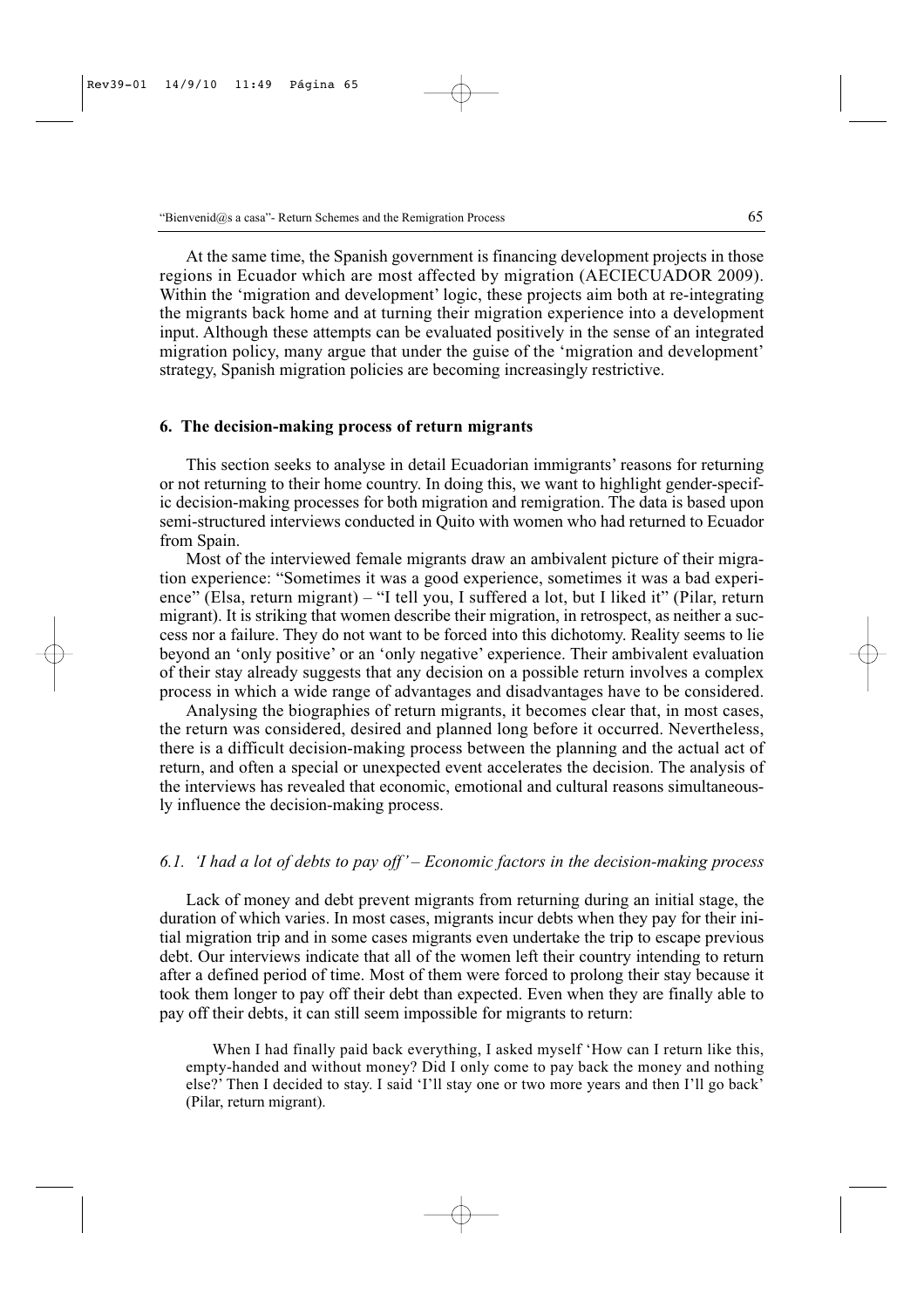At the same time, the Spanish government is financing development projects in those regions in Ecuador which are most affected by migration (AECIECUADOR 2009). Within the 'migration and development' logic, these projects aim both at re-integrating the migrants back home and at turning their migration experience into a development input. Although these attempts can be evaluated positively in the sense of an integrated migration policy, many argue that under the guise of the 'migration and development' strategy, Spanish migration policies are becoming increasingly restrictive.

## 6. The decision-making process of return migrants

This section seeks to analyse in detail Ecuadorian immigrants' reasons for returning or not returning to their home country. In doing this, we want to highlight gender-specific decision-making processes for both migration and remigration. The data is based upon semi-structured interviews conducted in Quito with women who had returned to Ecuador from Spain.

Most of the interviewed female migrants draw an ambivalent picture of their migration experience: "Sometimes it was a good experience, sometimes it was a bad experience" (Elsa, return migrant) – "I tell you, I suffered a lot, but I liked it" (Pilar, return migrant). It is striking that women describe their migration, in retrospect, as neither a success nor a failure. They do not want to be forced into this dichotomy. Reality seems to lie beyond an 'only positive' or an 'only negative' experience. Their ambivalent evaluation of their stay already suggests that any decision on a possible return involves a complex process in which a wide range of advantages and disadvantages have to be considered.

Analysing the biographies of return migrants, it becomes clear that, in most cases, the return was considered, desired and planned long before it occurred. Nevertheless, there is a difficult decision-making process between the planning and the actual act of return, and often a special or unexpected event accelerates the decision. The analysis of the interviews has revealed that economic, emotional and cultural reasons simultaneously influence the decision-making process.

### *6.1. 'I had a lot of debts to pay off' – Economic factors in the decision-making process*

Lack of money and debt prevent migrants from returning during an initial stage, the duration of which varies. In most cases, migrants incur debts when they pay for their initial migration trip and in some cases migrants even undertake the trip to escape previous debt. Our interviews indicate that all of the women left their country intending to return after a defined period of time. Most of them were forced to prolong their stay because it took them longer to pay off their debt than expected. Even when they are finally able to pay off their debts, it can still seem impossible for migrants to return:

> When I had finally paid back everything, I asked myself 'How can I return like this, empty-handed and without money? Did I only come to pay back the money and nothing else?' Then I decided to stay. I said 'I'll stay one or two more years and then I'll go back' (Pilar, return migrant).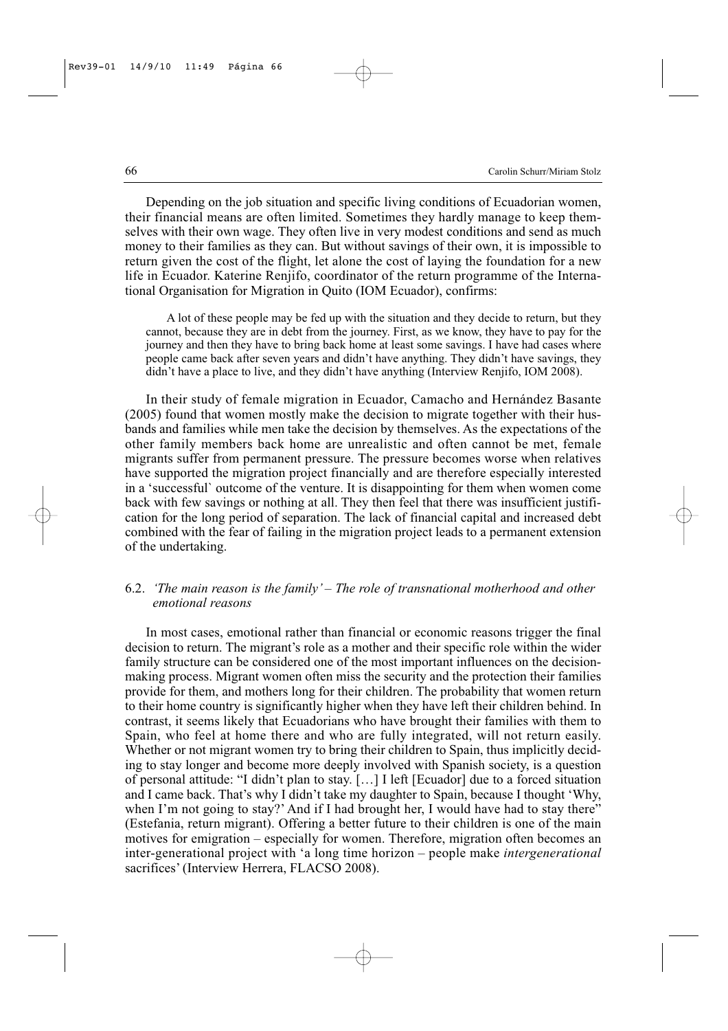Depending on the job situation and specific living conditions of Ecuadorian women, their financial means are often limited. Sometimes they hardly manage to keep themselves with their own wage. They often live in very modest conditions and send as much money to their families as they can. But without savings of their own, it is impossible to return given the cost of the flight, let alone the cost of laying the foundation for a new life in Ecuador. Katerine Renjifo, coordinator of the return programme of the International Organisation for Migration in Quito (IOM Ecuador), confirms:

> A lot of these people may be fed up with the situation and they decide to return, but they cannot, because they are in debt from the journey. First, as we know, they have to pay for the journey and then they have to bring back home at least some savings. I have had cases where people came back after seven years and didn't have anything. They didn't have savings, they didn't have a place to live, and they didn't have anything (Interview Renjifo, IOM 2008).

In their study of female migration in Ecuador, Camacho and Hernández Basante (2005) found that women mostly make the decision to migrate together with their husbands and families while men take the decision by themselves. As the expectations of the other family members back home are unrealistic and often cannot be met, female migrants suffer from permanent pressure. The pressure becomes worse when relatives have supported the migration project financially and are therefore especially interested in a 'successful` outcome of the venture. It is disappointing for them when women come back with few savings or nothing at all. They then feel that there was insufficient justification for the long period of separation. The lack of financial capital and increased debt combined with the fear of failing in the migration project leads to a permanent extension of the undertaking.

### 6.2. *'The main reason is the family' – The role of transnational motherhood and other emotional reasons*

In most cases, emotional rather than financial or economic reasons trigger the final decision to return. The migrant's role as a mother and their specific role within the wider family structure can be considered one of the most important influences on the decision-making process. Migrant women often miss the security and the protection their families provide for them, and mothers long for their children. The probability that women return to their home country is significantly higher when they have left their children behind. In contrast, it seems likely that Ecuadorians who have brought their families with them to Spain, who feel at home there and who are fully integrated, will not return easily. Whether or not migrant women try to bring their children to Spain, thus implicitly deciding to stay longer and become more deeply involved with Spanish society, is a question of personal attitude: "I didn't plan to stay. […] I left [Ecuador] due to a forced situation and I came back. That's why I didn't take my daughter to Spain, because I thought 'Why, when I'm not going to stay?' And if I had brought her, I would have had to stay there" (Estefania, return migrant). Offering a better future to their children is one of the main motives for emigration – especially for women. Therefore, migration often becomes an inter-generational project with 'a long time horizon – people make *intergenerational* sacrifices' (Interview Herrera, FLACSO 2008).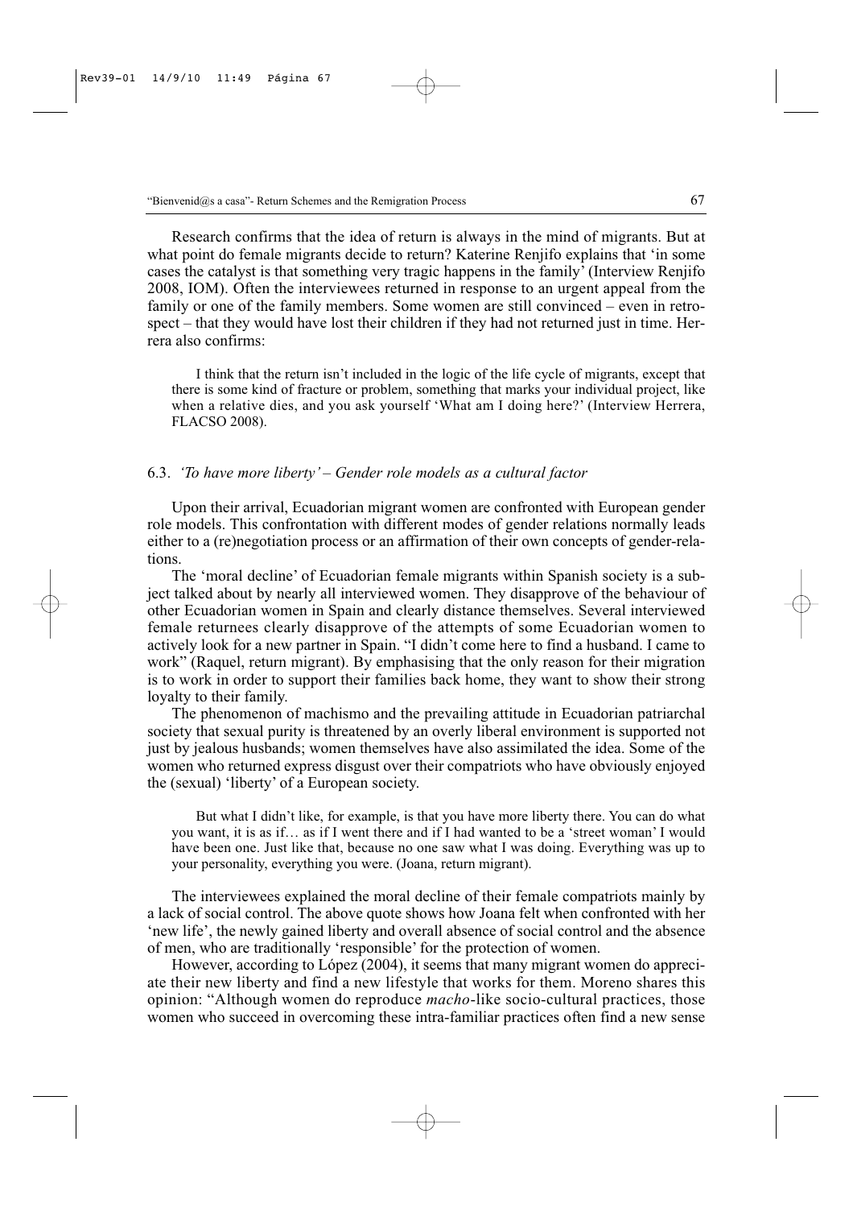Research confirms that the idea of return is always in the mind of migrants. But at what point do female migrants decide to return? Katerine Renjifo explains that 'in some cases the catalyst is that something very tragic happens in the family' (Interview Renjifo 2008, IOM). Often the interviewees returned in response to an urgent appeal from the family or one of the family members. Some women are still convinced – even in retrospect – that they would have lost their children if they had not returned just in time. Herrera also confirms:

> I think that the return isn't included in the logic of the life cycle of migrants, except that there is some kind of fracture or problem, something that marks your individual project, like when a relative dies, and you ask yourself 'What am I doing here?' (Interview Herrera, FLACSO 2008).

### 6.3. *'To have more liberty' – Gender role models as a cultural factor*

Upon their arrival, Ecuadorian migrant women are confronted with European gender role models. This confrontation with different modes of gender relations normally leads either to a (re)negotiation process or an affirmation of their own concepts of gender-relations.

The 'moral decline' of Ecuadorian female migrants within Spanish society is a subject talked about by nearly all interviewed women. They disapprove of the behaviour of other Ecuadorian women in Spain and clearly distance themselves. Several interviewed female returnees clearly disapprove of the attempts of some Ecuadorian women to actively look for a new partner in Spain. "I didn't come here to find a husband. I came to work" (Raquel, return migrant). By emphasising that the only reason for their migration is to work in order to support their families back home, they want to show their strong loyalty to their family.

The phenomenon of machismo and the prevailing attitude in Ecuadorian patriarchal society that sexual purity is threatened by an overly liberal environment is supported not just by jealous husbands; women themselves have also assimilated the idea. Some of the women who returned express disgust over their compatriots who have obviously enjoyed the (sexual) 'liberty' of a European society.

> But what I didn't like, for example, is that you have more liberty there. You can do what you want, it is as if… as if I went there and if I had wanted to be a 'street woman' I would have been one. Just like that, because no one saw what I was doing. Everything was up to your personality, everything you were. (Joana, return migrant).

The interviewees explained the moral decline of their female compatriots mainly by a lack of social control. The above quote shows how Joana felt when confronted with her 'new life', the newly gained liberty and overall absence of social control and the absence of men, who are traditionally 'responsible' for the protection of women.

However, according to López (2004), it seems that many migrant women do appreciate their new liberty and find a new lifestyle that works for them. Moreno shares this opinion: "Although women do reproduce *macho*-like socio-cultural practices, those women who succeed in overcoming these intra-familiar practices often find a new sense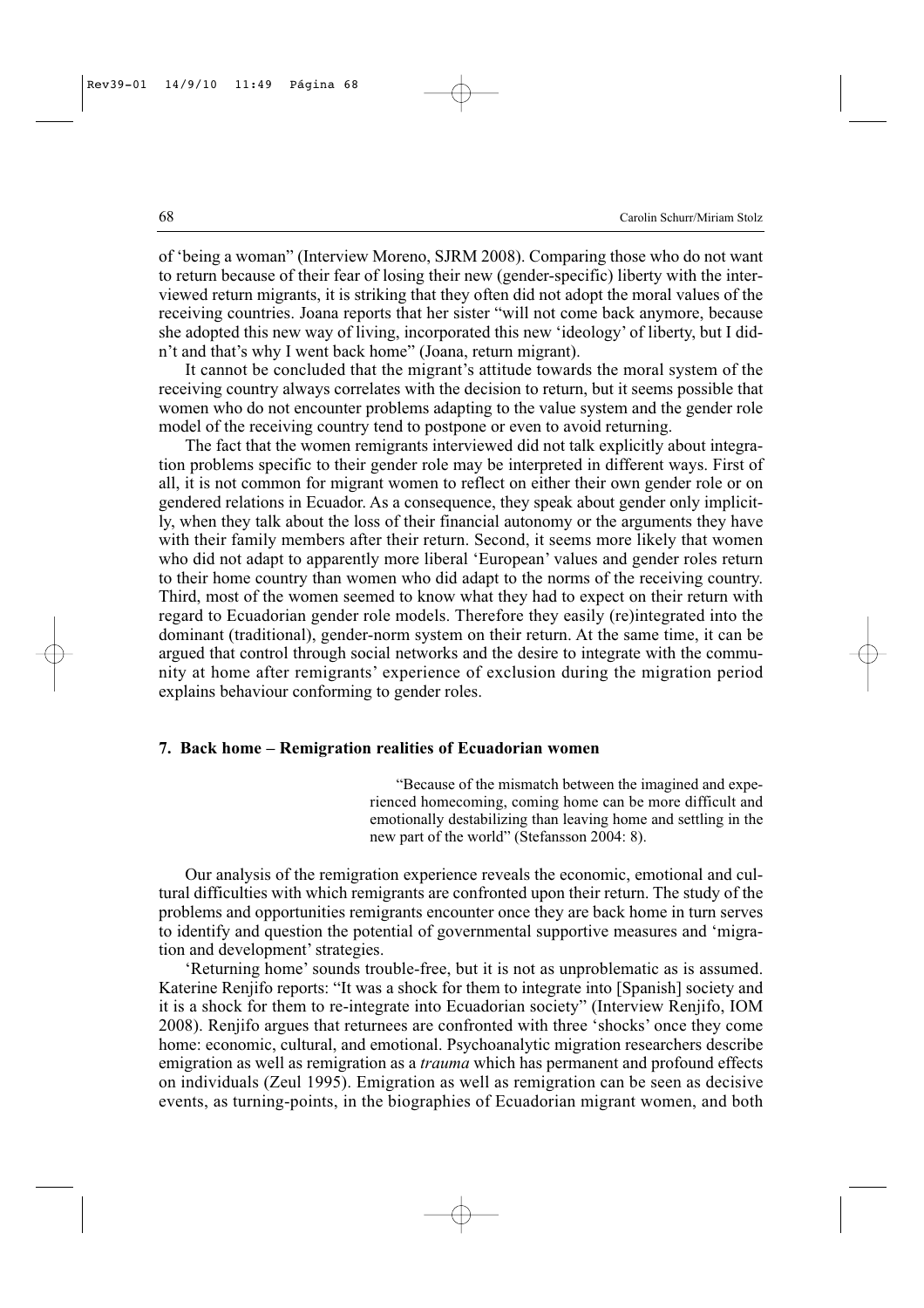of 'being a woman" (Interview Moreno, SJRM 2008). Comparing those who do not want to return because of their fear of losing their new (gender-specific) liberty with the interviewed return migrants, it is striking that they often did not adopt the moral values of the receiving countries. Joana reports that her sister "will not come back anymore, because she adopted this new way of living, incorporated this new 'ideology' of liberty, but I didn't and that's why I went back home" (Joana, return migrant).

It cannot be concluded that the migrant's attitude towards the moral system of the receiving country always correlates with the decision to return, but it seems possible that women who do not encounter problems adapting to the value system and the gender role model of the receiving country tend to postpone or even to avoid returning.

The fact that the women remigrants interviewed did not talk explicitly about integration problems specific to their gender role may be interpreted in different ways. First of all, it is not common for migrant women to reflect on either their own gender role or on gendered relations in Ecuador. As a consequence, they speak about gender only implicitly, when they talk about the loss of their financial autonomy or the arguments they have with their family members after their return. Second, it seems more likely that women who did not adapt to apparently more liberal 'European' values and gender roles return to their home country than women who did adapt to the norms of the receiving country. Third, most of the women seemed to know what they had to expect on their return with regard to Ecuadorian gender role models. Therefore they easily (re)integrated into the dominant (traditional), gender-norm system on their return. At the same time, it can be argued that control through social networks and the desire to integrate with the community at home after remigrants' experience of exclusion during the migration period explains behaviour conforming to gender roles.

## 7. Back home – Remigration realities of Ecuadorian women

> "Because of the mismatch between the imagined and experienced homecoming, coming home can be more difficult and emotionally destabilizing than leaving home and settling in the new part of the world" (Stefansson 2004: 8).

Our analysis of the remigration experience reveals the economic, emotional and cultural difficulties with which remigrants are confronted upon their return. The study of the problems and opportunities remigrants encounter once they are back home in turn serves to identify and question the potential of governmental supportive measures and 'migration and development' strategies.

'Returning home' sounds trouble-free, but it is not as unproblematic as is assumed. Katerine Renjifo reports: "It was a shock for them to integrate into [Spanish] society and it is a shock for them to re-integrate into Ecuadorian society" (Interview Renjifo, IOM 2008). Renjifo argues that returnees are confronted with three 'shocks' once they come home: economic, cultural, and emotional. Psychoanalytic migration researchers describe emigration as well as remigration as a *trauma* which has permanent and profound effects on individuals (Zeul 1995). Emigration as well as remigration can be seen as decisive events, as turning-points, in the biographies of Ecuadorian migrant women, and both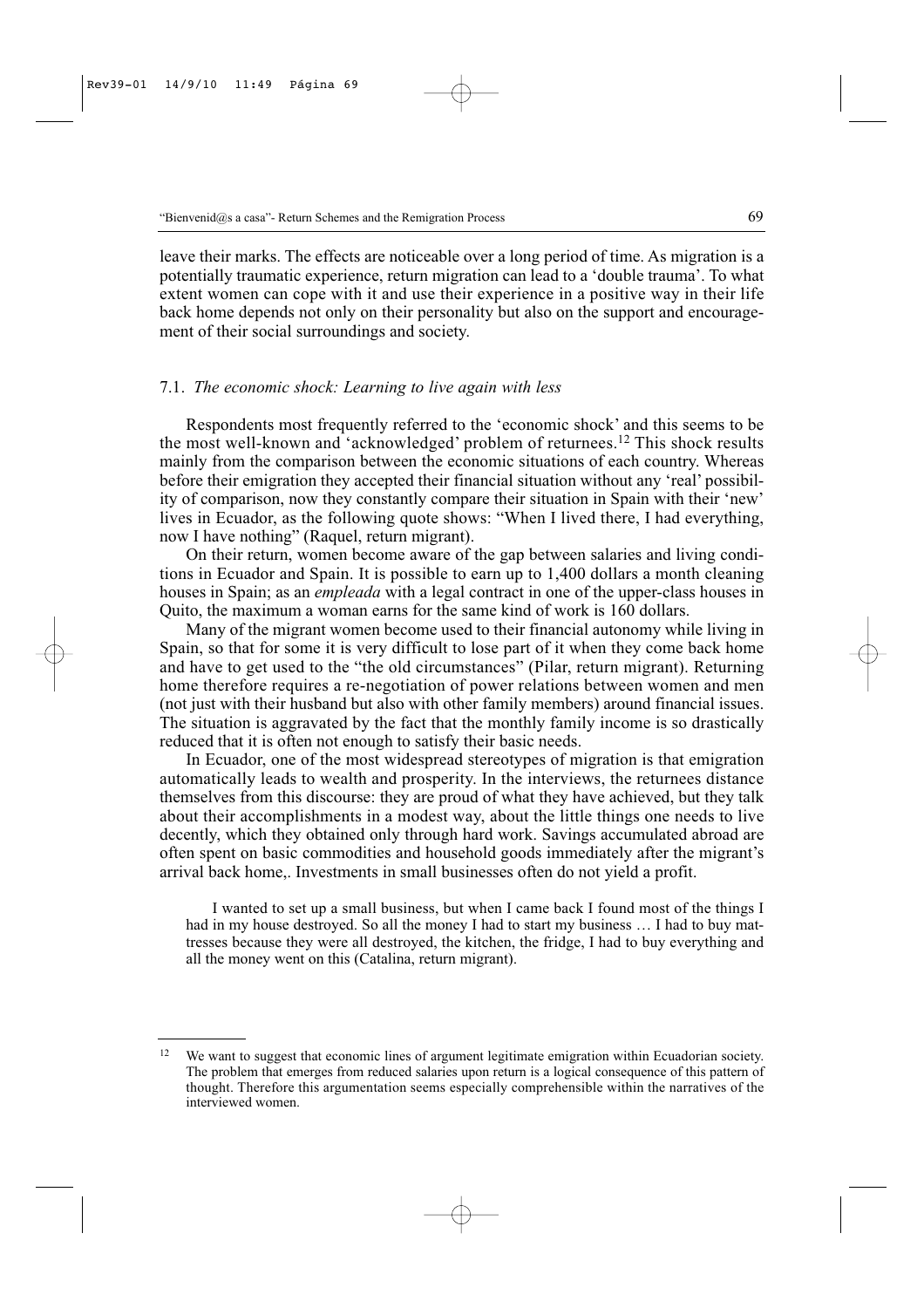leave their marks. The effects are noticeable over a long period of time. As migration is a potentially traumatic experience, return migration can lead to a 'double trauma'. To what extent women can cope with it and use their experience in a positive way in their life back home depends not only on their personality but also on the support and encouragement of their social surroundings and society.

### 7.1. *The economic shock: Learning to live again with less*

Respondents most frequently referred to the 'economic shock' and this seems to be the most well-known and 'acknowledged' problem of returnees.[12] This shock results mainly from the comparison between the economic situations of each country. Whereas before their emigration they accepted their financial situation without any 'real' possibility of comparison, now they constantly compare their situation in Spain with their 'new' lives in Ecuador, as the following quote shows: "When I lived there, I had everything, now I have nothing" (Raquel, return migrant).

On their return, women become aware of the gap between salaries and living conditions in Ecuador and Spain. It is possible to earn up to 1,400 dollars a month cleaning houses in Spain; as an *empleada* with a legal contract in one of the upper-class houses in Quito, the maximum a woman earns for the same kind of work is 160 dollars.

Many of the migrant women become used to their financial autonomy while living in Spain, so that for some it is very difficult to lose part of it when they come back home and have to get used to the "the old circumstances" (Pilar, return migrant). Returning home therefore requires a re-negotiation of power relations between women and men (not just with their husband but also with other family members) around financial issues. The situation is aggravated by the fact that the monthly family income is so drastically reduced that it is often not enough to satisfy their basic needs.

In Ecuador, one of the most widespread stereotypes of migration is that emigration automatically leads to wealth and prosperity. In the interviews, the returnees distance themselves from this discourse: they are proud of what they have achieved, but they talk about their accomplishments in a modest way, about the little things one needs to live decently, which they obtained only through hard work. Savings accumulated abroad are often spent on basic commodities and household goods immediately after the migrant's arrival back home,. Investments in small businesses often do not yield a profit.

> I wanted to set up a small business, but when I came back I found most of the things I had in my house destroyed. So all the money I had to start my business … I had to buy mattresses because they were all destroyed, the kitchen, the fridge, I had to buy everything and all the money went on this (Catalina, return migrant).

---

[12] We want to suggest that economic lines of argument legitimate emigration within Ecuadorian society. The problem that emerges from reduced salaries upon return is a logical consequence of this pattern of thought. Therefore this argumentation seems especially comprehensible within the narratives of the interviewed women.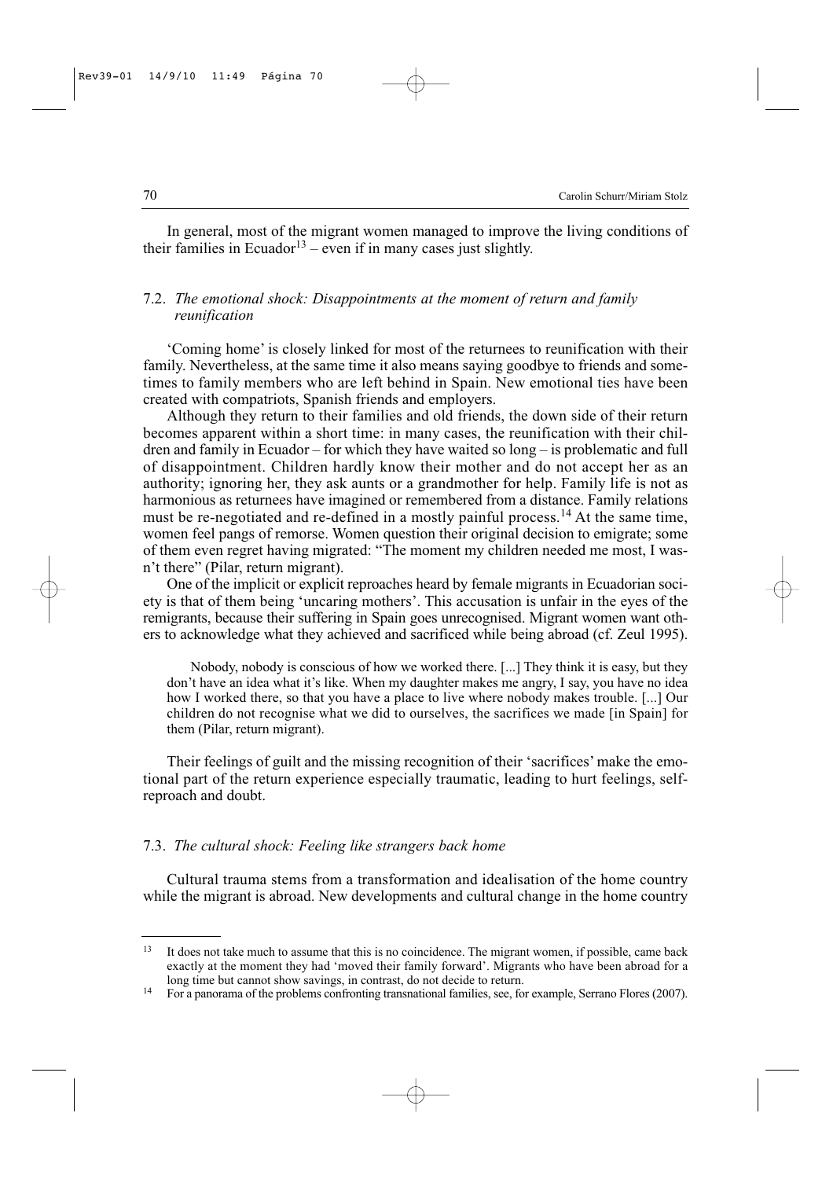In general, most of the migrant women managed to improve the living conditions of their families in Ecuador[13] – even if in many cases just slightly.

### 7.2. *The emotional shock: Disappointments at the moment of return and family reunification*

'Coming home' is closely linked for most of the returnees to reunification with their family. Nevertheless, at the same time it also means saying goodbye to friends and sometimes to family members who are left behind in Spain. New emotional ties have been created with compatriots, Spanish friends and employers.

Although they return to their families and old friends, the down side of their return becomes apparent within a short time: in many cases, the reunification with their children and family in Ecuador – for which they have waited so long – is problematic and full of disappointment. Children hardly know their mother and do not accept her as an authority; ignoring her, they ask aunts or a grandmother for help. Family life is not as harmonious as returnees have imagined or remembered from a distance. Family relations must be re-negotiated and re-defined in a mostly painful process.[14] At the same time, women feel pangs of remorse. Women question their original decision to emigrate; some of them even regret having migrated: "The moment my children needed me most, I wasn't there" (Pilar, return migrant).

One of the implicit or explicit reproaches heard by female migrants in Ecuadorian society is that of them being 'uncaring mothers'. This accusation is unfair in the eyes of the remigrants, because their suffering in Spain goes unrecognised. Migrant women want others to acknowledge what they achieved and sacrificed while being abroad (cf. Zeul 1995).

> Nobody, nobody is conscious of how we worked there. [...] They think it is easy, but they don't have an idea what it's like. When my daughter makes me angry, I say, you have no idea how I worked there, so that you have a place to live where nobody makes trouble. [...] Our children do not recognise what we did to ourselves, the sacrifices we made [in Spain] for them (Pilar, return migrant).

Their feelings of guilt and the missing recognition of their 'sacrifices' make the emotional part of the return experience especially traumatic, leading to hurt feelings, self-reproach and doubt.

### 7.3. *The cultural shock: Feeling like strangers back home*

Cultural trauma stems from a transformation and idealisation of the home country while the migrant is abroad. New developments and cultural change in the home country

---

[13] It does not take much to assume that this is no coincidence. The migrant women, if possible, came back exactly at the moment they had 'moved their family forward'. Migrants who have been abroad for a long time but cannot show savings, in contrast, do not decide to return.

[14] For a panorama of the problems confronting transnational families, see, for example, Serrano Flores (2007).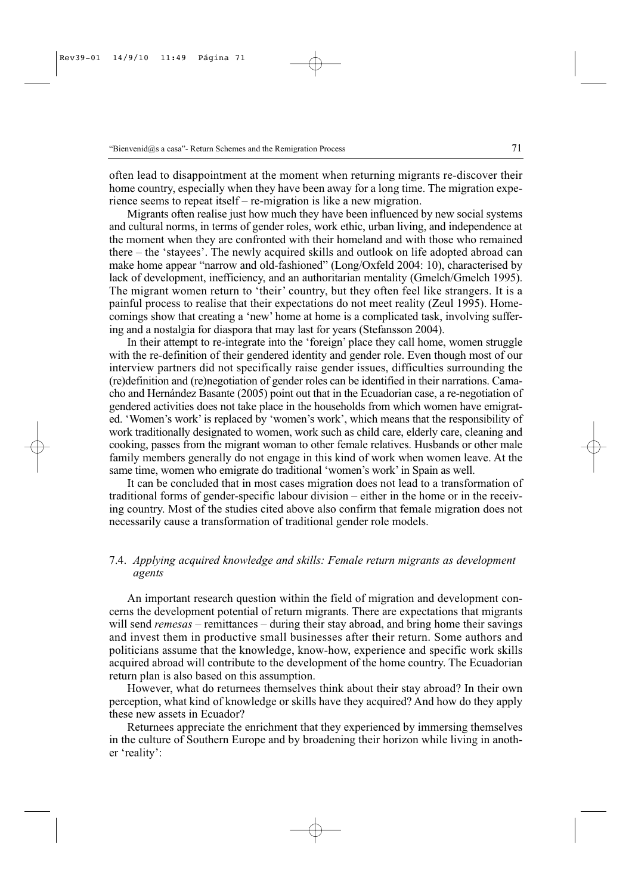often lead to disappointment at the moment when returning migrants re-discover their home country, especially when they have been away for a long time. The migration experience seems to repeat itself – re-migration is like a new migration.

Migrants often realise just how much they have been influenced by new social systems and cultural norms, in terms of gender roles, work ethic, urban living, and independence at the moment when they are confronted with their homeland and with those who remained there – the 'stayees'. The newly acquired skills and outlook on life adopted abroad can make home appear "narrow and old-fashioned" (Long/Oxfeld 2004: 10), characterised by lack of development, inefficiency, and an authoritarian mentality (Gmelch/Gmelch 1995). The migrant women return to 'their' country, but they often feel like strangers. It is a painful process to realise that their expectations do not meet reality (Zeul 1995). Homecomings show that creating a 'new' home at home is a complicated task, involving suffering and a nostalgia for diaspora that may last for years (Stefansson 2004).

In their attempt to re-integrate into the 'foreign' place they call home, women struggle with the re-definition of their gendered identity and gender role. Even though most of our interview partners did not specifically raise gender issues, difficulties surrounding the (re)definition and (re)negotiation of gender roles can be identified in their narrations. Camacho and Hernández Basante (2005) point out that in the Ecuadorian case, a re-negotiation of gendered activities does not take place in the households from which women have emigrated. 'Women's work' is replaced by 'women's work', which means that the responsibility of work traditionally designated to women, work such as child care, elderly care, cleaning and cooking, passes from the migrant woman to other female relatives. Husbands or other male family members generally do not engage in this kind of work when women leave. At the same time, women who emigrate do traditional 'women's work' in Spain as well.

It can be concluded that in most cases migration does not lead to a transformation of traditional forms of gender-specific labour division – either in the home or in the receiving country. Most of the studies cited above also confirm that female migration does not necessarily cause a transformation of traditional gender role models.

### 7.4. *Applying acquired knowledge and skills: Female return migrants as development agents*

An important research question within the field of migration and development concerns the development potential of return migrants. There are expectations that migrants will send *remesas* – remittances – during their stay abroad, and bring home their savings and invest them in productive small businesses after their return. Some authors and politicians assume that the knowledge, know-how, experience and specific work skills acquired abroad will contribute to the development of the home country. The Ecuadorian return plan is also based on this assumption.

However, what do returnees themselves think about their stay abroad? In their own perception, what kind of knowledge or skills have they acquired? And how do they apply these new assets in Ecuador?

Returnees appreciate the enrichment that they experienced by immersing themselves in the culture of Southern Europe and by broadening their horizon while living in another 'reality':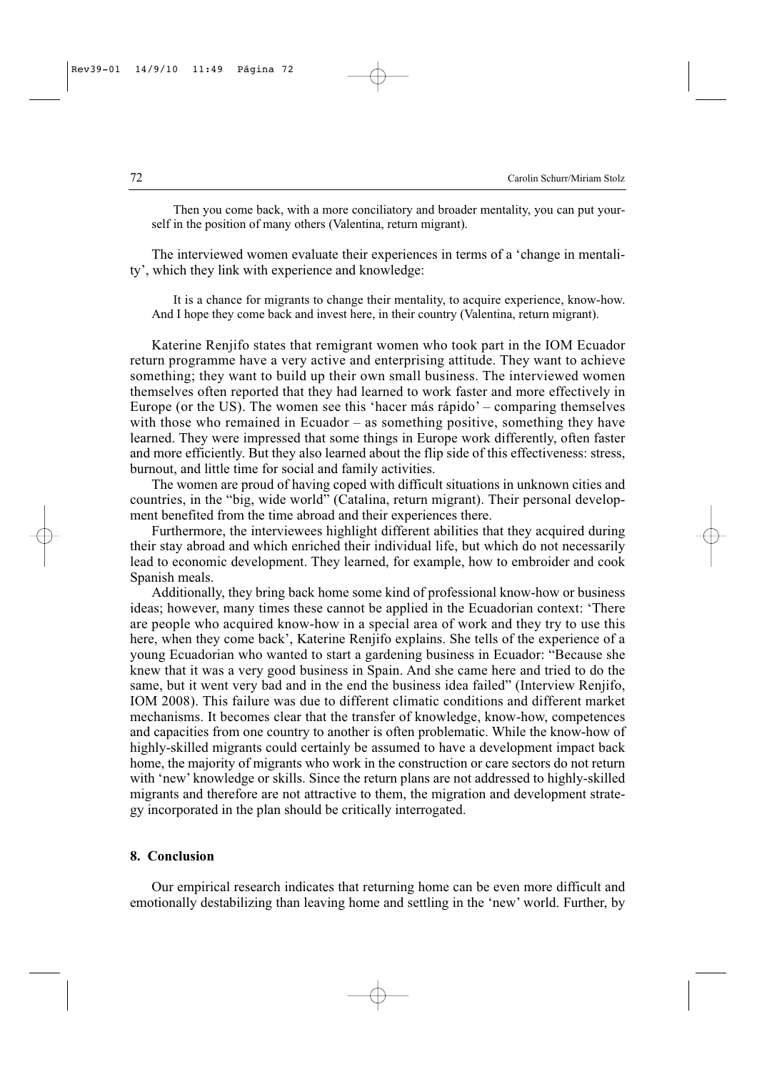> Then you come back, with a more conciliatory and broader mentality, you can put yourself in the position of many others (Valentina, return migrant).

The interviewed women evaluate their experiences in terms of a 'change in mentality', which they link with experience and knowledge:

> It is a chance for migrants to change their mentality, to acquire experience, know-how. And I hope they come back and invest here, in their country (Valentina, return migrant).

Katerine Renjifo states that remigrant women who took part in the IOM Ecuador return programme have a very active and enterprising attitude. They want to achieve something; they want to build up their own small business. The interviewed women themselves often reported that they had learned to work faster and more effectively in Europe (or the US). The women see this 'hacer más rápido' – comparing themselves with those who remained in Ecuador – as something positive, something they have learned. They were impressed that some things in Europe work differently, often faster and more efficiently. But they also learned about the flip side of this effectiveness: stress, burnout, and little time for social and family activities.

The women are proud of having coped with difficult situations in unknown cities and countries, in the "big, wide world" (Catalina, return migrant). Their personal development benefited from the time abroad and their experiences there.

Furthermore, the interviewees highlight different abilities that they acquired during their stay abroad and which enriched their individual life, but which do not necessarily lead to economic development. They learned, for example, how to embroider and cook Spanish meals.

Additionally, they bring back home some kind of professional know-how or business ideas; however, many times these cannot be applied in the Ecuadorian context: 'There are people who acquired know-how in a special area of work and they try to use this here, when they come back', Katerine Renjifo explains. She tells of the experience of a young Ecuadorian who wanted to start a gardening business in Ecuador: "Because she knew that it was a very good business in Spain. And she came here and tried to do the same, but it went very bad and in the end the business idea failed" (Interview Renjifo, IOM 2008). This failure was due to different climatic conditions and different market mechanisms. It becomes clear that the transfer of knowledge, know-how, competences and capacities from one country to another is often problematic. While the know-how of highly-skilled migrants could certainly be assumed to have a development impact back home, the majority of migrants who work in the construction or care sectors do not return with 'new' knowledge or skills. Since the return plans are not addressed to highly-skilled migrants and therefore are not attractive to them, the migration and development strategy incorporated in the plan should be critically interrogated.

## 8. Conclusion

Our empirical research indicates that returning home can be even more difficult and emotionally destabilizing than leaving home and settling in the 'new' world. Further, by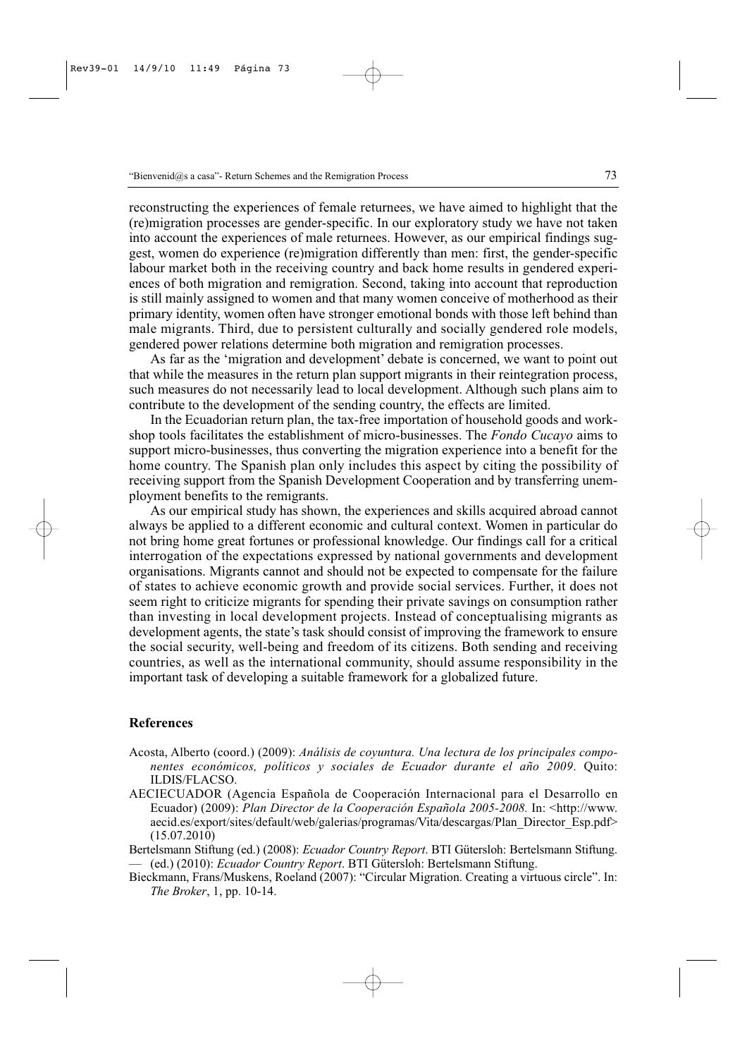reconstructing the experiences of female returnees, we have aimed to highlight that the (re)migration processes are gender-specific. In our exploratory study we have not taken into account the experiences of male returnees. However, as our empirical findings suggest, women do experience (re)migration differently than men: first, the gender-specific labour market both in the receiving country and back home results in gendered experiences of both migration and remigration. Second, taking into account that reproduction is still mainly assigned to women and that many women conceive of motherhood as their primary identity, women often have stronger emotional bonds with those left behind than male migrants. Third, due to persistent culturally and socially gendered role models, gendered power relations determine both migration and remigration processes.

As far as the 'migration and development' debate is concerned, we want to point out that while the measures in the return plan support migrants in their reintegration process, such measures do not necessarily lead to local development. Although such plans aim to contribute to the development of the sending country, the effects are limited.

In the Ecuadorian return plan, the tax-free importation of household goods and workshop tools facilitates the establishment of micro-businesses. The *Fondo Cucayo* aims to support micro-businesses, thus converting the migration experience into a benefit for the home country. The Spanish plan only includes this aspect by citing the possibility of receiving support from the Spanish Development Cooperation and by transferring unemployment benefits to the remigrants.

As our empirical study has shown, the experiences and skills acquired abroad cannot always be applied to a different economic and cultural context. Women in particular do not bring home great fortunes or professional knowledge. Our findings call for a critical interrogation of the expectations expressed by national governments and development organisations. Migrants cannot and should not be expected to compensate for the failure of states to achieve economic growth and provide social services. Further, it does not seem right to criticize migrants for spending their private savings on consumption rather than investing in local development projects. Instead of conceptualising migrants as development agents, the state's task should consist of improving the framework to ensure the social security, well-being and freedom of its citizens. Both sending and receiving countries, as well as the international community, should assume responsibility in the important task of developing a suitable framework for a globalized future.

## References

Acosta, Alberto (coord.) (2009): *Análisis de coyuntura. Una lectura de los principales componentes económicos, políticos y sociales de Ecuador durante el año 2009*. Quito: ILDIS/FLACSO.

AECIECUADOR (Agencia Española de Cooperación Internacional para el Desarrollo en Ecuador) (2009): *Plan Director de la Cooperación Española 2005-2008.* In: <http://www.aecid.es/export/sites/default/web/galerias/programas/Vita/descargas/Plan_Director_Esp.pdf> (15.07.2010)

Bertelsmann Stiftung (ed.) (2008): *Ecuador Country Report*. BTI Gütersloh: Bertelsmann Stiftung.

— (ed.) (2010): *Ecuador Country Report*. BTI Gütersloh: Bertelsmann Stiftung.

Bieckmann, Frans/Muskens, Roeland (2007): "Circular Migration. Creating a virtuous circle". In: *The Broker*, 1, pp. 10-14.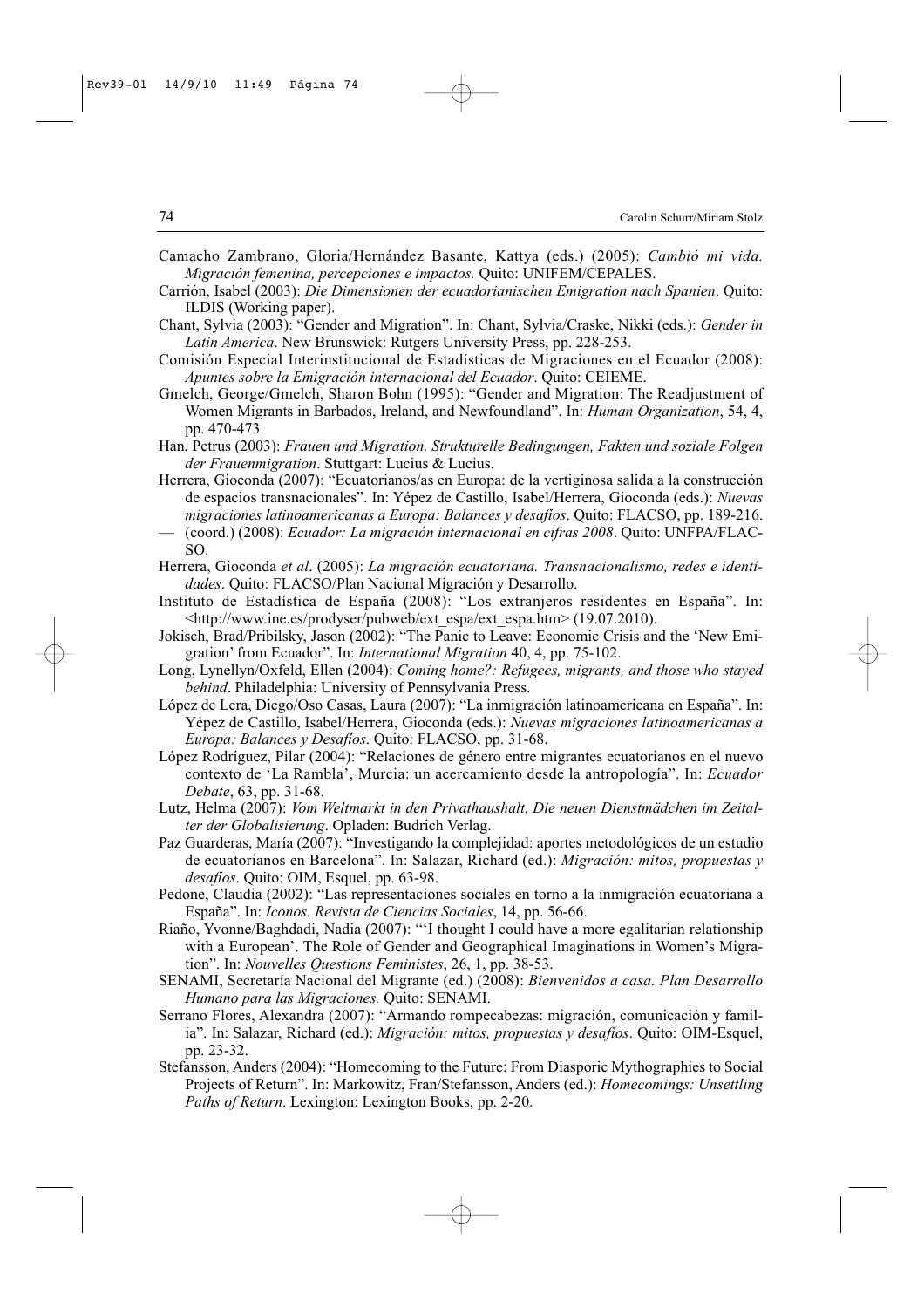Camacho Zambrano, Gloria/Hernández Basante, Kattya (eds.) (2005): *Cambió mi vida. Migración femenina, percepciones e impactos.* Quito: UNIFEM/CEPALES.

Carrión, Isabel (2003): *Die Dimensionen der ecuadorianischen Emigration nach Spanien*. Quito: ILDIS (Working paper).

Chant, Sylvia (2003): "Gender and Migration". In: Chant, Sylvia/Craske, Nikki (eds.): *Gender in Latin America*. New Brunswick: Rutgers University Press, pp. 228-253.

Comisión Especial Interinstitucional de Estadísticas de Migraciones en el Ecuador (2008): *Apuntes sobre la Emigración internacional del Ecuador*. Quito: CEIEME.

Gmelch, George/Gmelch, Sharon Bohn (1995): "Gender and Migration: The Readjustment of Women Migrants in Barbados, Ireland, and Newfoundland". In: *Human Organization*, 54, 4, pp. 470-473.

Han, Petrus (2003): *Frauen und Migration. Strukturelle Bedingungen, Fakten und soziale Folgen der Frauenmigration*. Stuttgart: Lucius & Lucius.

Herrera, Gioconda (2007): "Ecuatorianos/as en Europa: de la vertiginosa salida a la construcción de espacios transnacionales". In: Yépez de Castillo, Isabel/Herrera, Gioconda (eds.): *Nuevas migraciones latinoamericanas a Europa: Balances y desafíos*. Quito: FLACSO, pp. 189-216.

— (coord.) (2008): *Ecuador: La migración internacional en cifras 2008*. Quito: UNFPA/FLACSO.

Herrera, Gioconda *et al*. (2005): *La migración ecuatoriana. Transnacionalismo, redes e identidades*. Quito: FLACSO/Plan Nacional Migración y Desarrollo.

Instituto de Estadística de España (2008): "Los extranjeros residentes en España". In: <http://www.ine.es/prodyser/pubweb/ext_espa/ext_espa.htm> (19.07.2010).

Jokisch, Brad/Pribilsky, Jason (2002): "The Panic to Leave: Economic Crisis and the 'New Emigration' from Ecuador". In: *International Migration* 40, 4, pp. 75-102.

Long, Lynellyn/Oxfeld, Ellen (2004): *Coming home?: Refugees, migrants, and those who stayed behind*. Philadelphia: University of Pennsylvania Press.

López de Lera, Diego/Oso Casas, Laura (2007): "La inmigración latinoamericana en España". In: Yépez de Castillo, Isabel/Herrera, Gioconda (eds.): *Nuevas migraciones latinoamericanas a Europa: Balances y Desafíos*. Quito: FLACSO, pp. 31-68.

López Rodríguez, Pilar (2004): "Relaciones de género entre migrantes ecuatorianos en el nuevo contexto de 'La Rambla', Murcia: un acercamiento desde la antropología". In: *Ecuador Debate*, 63, pp. 31-68.

Lutz, Helma (2007): *Vom Weltmarkt in den Privathaushalt. Die neuen Dienstmädchen im Zeitalter der Globalisierung*. Opladen: Budrich Verlag.

Paz Guarderas, María (2007): "Investigando la complejidad: aportes metodológicos de un estudio de ecuatorianos en Barcelona". In: Salazar, Richard (ed.): *Migración: mitos, propuestas y desafíos*. Quito: OIM, Esquel, pp. 63-98.

Pedone, Claudia (2002): "Las representaciones sociales en torno a la inmigración ecuatoriana a España". In: *Iconos. Revista de Ciencias Sociales*, 14, pp. 56-66.

Riaño, Yvonne/Baghdadi, Nadia (2007): "'I thought I could have a more egalitarian relationship with a European'. The Role of Gender and Geographical Imaginations in Women's Migration". In: *Nouvelles Questions Feministes*, 26, 1, pp. 38-53.

SENAMI, Secretaría Nacional del Migrante (ed.) (2008): *Bienvenidos a casa. Plan Desarrollo Humano para las Migraciones.* Quito: SENAMI.

Serrano Flores, Alexandra (2007): "Armando rompecabezas: migración, comunicación y familia". In: Salazar, Richard (ed.): *Migración: mitos, propuestas y desafíos*. Quito: OIM-Esquel, pp. 23-32.

Stefansson, Anders (2004): "Homecoming to the Future: From Diasporic Mythographies to Social Projects of Return". In: Markowitz, Fran/Stefansson, Anders (ed.): *Homecomings: Unsettling Paths of Return*. Lexington: Lexington Books, pp. 2-20.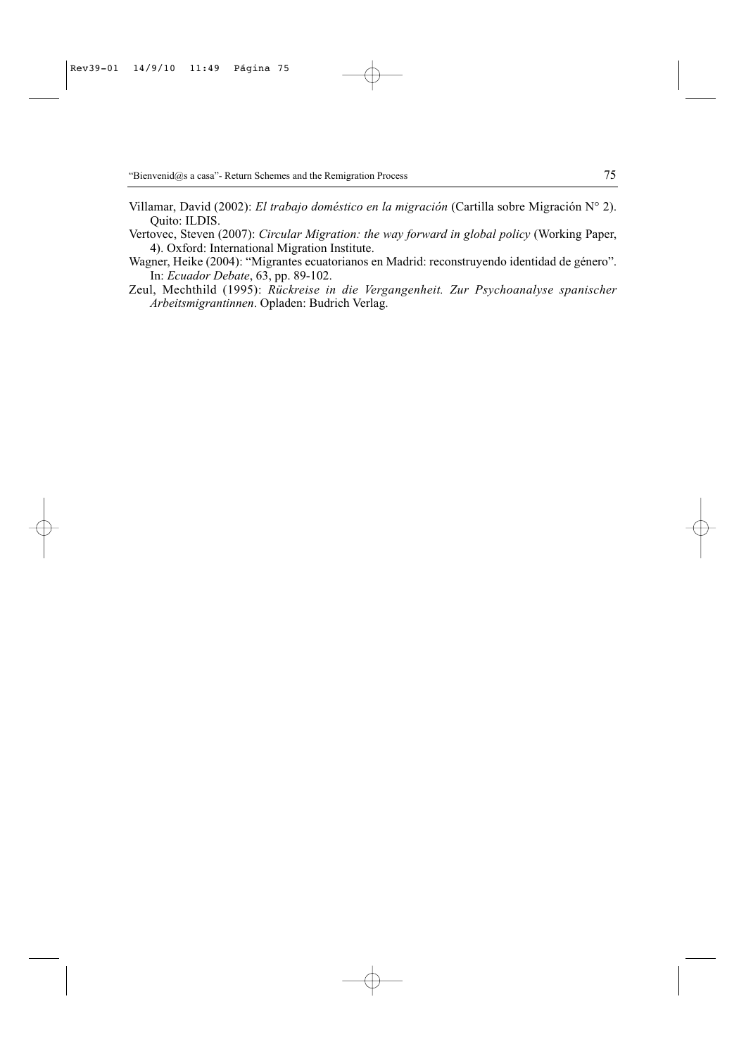Villamar, David (2002): *El trabajo doméstico en la migración* (Cartilla sobre Migración N° 2). Quito: ILDIS.

Vertovec, Steven (2007): *Circular Migration: the way forward in global policy* (Working Paper, 4). Oxford: International Migration Institute.

Wagner, Heike (2004): "Migrantes ecuatorianos en Madrid: reconstruyendo identidad de género". In: *Ecuador Debate*, 63, pp. 89-102.

Zeul, Mechthild (1995): *Rückreise in die Vergangenheit. Zur Psychoanalyse spanischer Arbeitsmigrantinnen*. Opladen: Budrich Verlag.